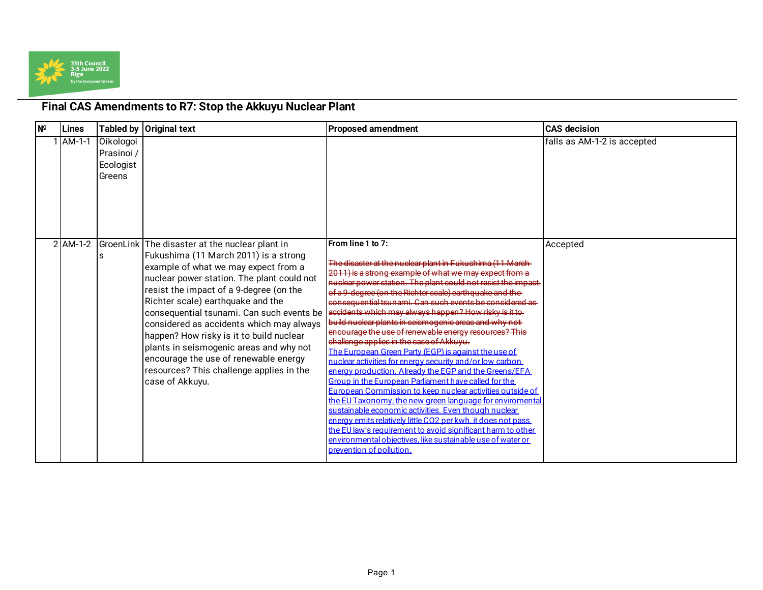## Final CAS Amendments to R7: Stop the Akkuyu Nuclear Plant

| Nº | Lines | Tabled by | Original text | Proposed amendment | CAS decision |
|---|---|---|---|---|---|
| 1 | AM-1-1 | Oikologoi Prasinoi / Ecologist Greens | | | falls as AM-1-2 is accepted |
| 2 | AM-1-2 | GroenLinks | The disaster at the nuclear plant in Fukushima (11 March 2011) is a strong example of what we may expect from a nuclear power station. The plant could not resist the impact of a 9-degree (on the Richter scale) earthquake and the consequential tsunami. Can such events be considered as accidents which may always happen? How risky is it to build nuclear plants in seismogenic areas and why not encourage the use of renewable energy resources? This challenge applies in the case of Akkuyu. | **From line 1 to 7:** ~~The disaster at the nuclear plant in Fukushima (11 March 2011) is a strong example of what we may expect from a nuclear power station. The plant could not resist the impact of a 9-degree (on the Richter scale) earthquake and the consequential tsunami. Can such events be considered as accidents which may always happen? How risky is it to build nuclear plants in seismogenic areas and why not encourage the use of renewable energy resources? This challenge applies in the case of Akkuyu.~~ The European Green Party (EGP) is against the use of nuclear activities for energy security and/or low carbon energy production. Already the EGP and the Greens/EFA Group in the European Parliament have called for the European Commission to keep nuclear activities outside of the EU Taxonomy, the new green language for enviromental sustainable economic activities. Even though nuclear energy emits relatively little CO2 per kwh, it does not pass the EU law's requirement to avoid significant harm to other environmental objectives, like sustainable use of water or prevention of pollution. | Accepted |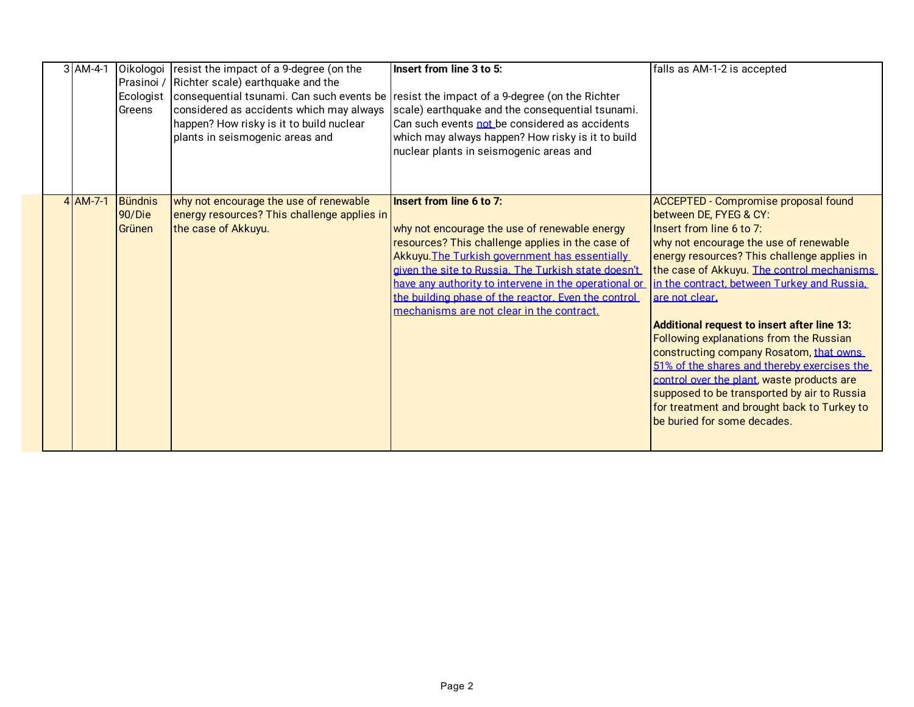| 3 | AM-4-1 | Oikologoi Prasinoi / Ecologist Greens | resist the impact of a 9-degree (on the Richter scale) earthquake and the consequential tsunami. Can such events be considered as accidents which may always happen? How risky is it to build nuclear plants in seismogenic areas and | **Insert from line 3 to 5:**<br><br>resist the impact of a 9-degree (on the Richter scale) earthquake and the consequential tsunami. Can such events <u>not</u> be considered as accidents which may always happen? How risky is it to build nuclear plants in seismogenic areas and | falls as AM-1-2 is accepted |
|---|---|---|---|---|---|
| 4 | AM-7-1 | Bündnis 90/Die Grünen | why not encourage the use of renewable energy resources? This challenge applies in the case of Akkuyu. | **Insert from line 6 to 7:**<br><br>why not encourage the use of renewable energy resources? This challenge applies in the case of Akkuyu.<u>The Turkish government has essentially given the site to Russia. The Turkish state doesn't have any authority to intervene in the operational or the building phase of the reactor. Even the control mechanisms are not clear in the contract.</u> | ACCEPTED - Compromise proposal found between DE, FYEG & CY:<br>Insert from line 6 to 7:<br>why not encourage the use of renewable energy resources? This challenge applies in the case of Akkuyu. <u>The control mechanisms in the contract, between Turkey and Russia, are not clear.</u><br><br>**Additional request to insert after line 13:**<br>Following explanations from the Russian constructing company Rosatom, <u>that owns 51% of the shares and thereby exercises the control over the plant</u>, waste products are supposed to be transported by air to Russia for treatment and brought back to Turkey to be buried for some decades. |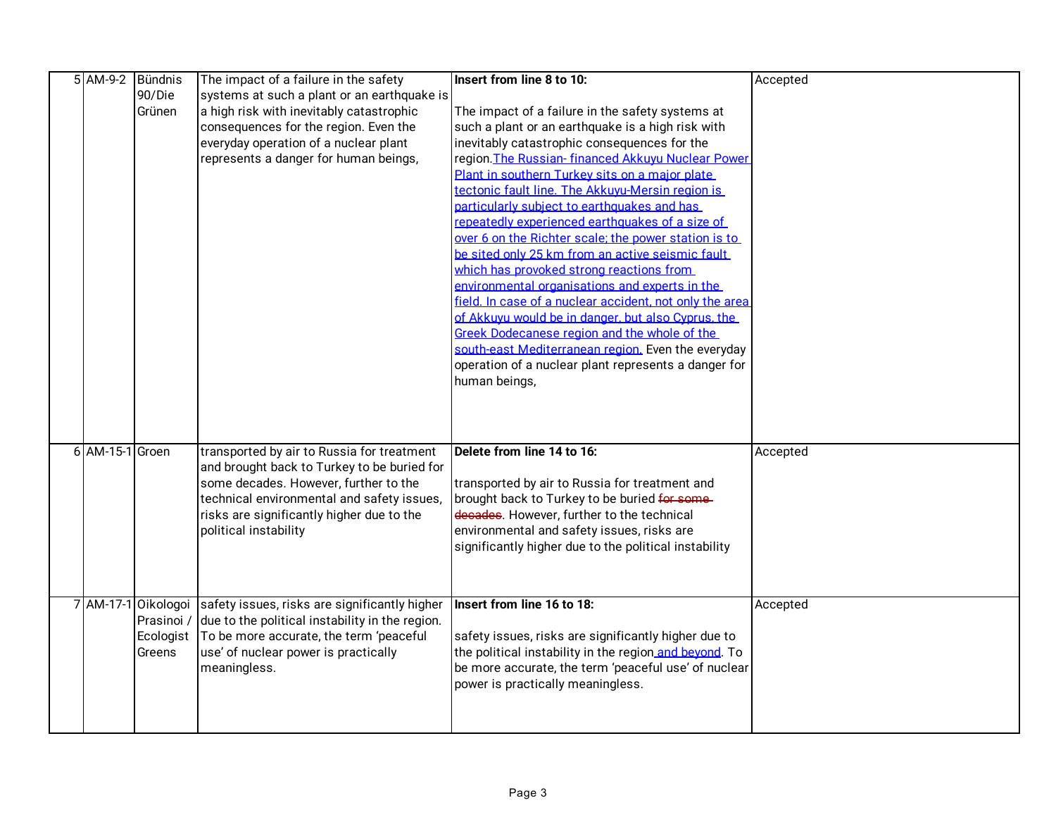| 5 | AM-9-2 | Bündnis 90/Die Grünen | The impact of a failure in the safety systems at such a plant or an earthquake is a high risk with inevitably catastrophic consequences for the region. Even the everyday operation of a nuclear plant represents a danger for human beings, | **Insert from line 8 to 10:**<br><br>The impact of a failure in the safety systems at such a plant or an earthquake is a high risk with inevitably catastrophic consequences for the region.<ins>The Russian- financed Akkuyu Nuclear Power Plant in southern Turkey sits on a major plate tectonic fault line. The Akkuyu-Mersin region is particularly subject to earthquakes and has repeatedly experienced earthquakes of a size of over 6 on the Richter scale; the power station is to be sited only 25 km from an active seismic fault which has provoked strong reactions from environmental organisations and experts in the field. In case of a nuclear accident, not only the area of Akkuyu would be in danger, but also Cyprus, the Greek Dodecanese region and the whole of the south-east Mediterranean region.</ins> Even the everyday operation of a nuclear plant represents a danger for human beings, | Accepted |
|---|---|---|---|---|---|
| 6 | AM-15-1 | Groen | transported by air to Russia for treatment and brought back to Turkey to be buried for some decades. However, further to the technical environmental and safety issues, risks are significantly higher due to the political instability | **Delete from line 14 to 16:**<br><br>transported by air to Russia for treatment and brought back to Turkey to be buried ~~for some decades~~. However, further to the technical environmental and safety issues, risks are significantly higher due to the political instability | Accepted |
| 7 | AM-17-1 | Oikologoi Prasinoi / Ecologist Greens | safety issues, risks are significantly higher due to the political instability in the region. To be more accurate, the term 'peaceful use' of nuclear power is practically meaningless. | **Insert from line 16 to 18:**<br><br>safety issues, risks are significantly higher due to the political instability in the region<ins> and beyond</ins>. To be more accurate, the term 'peaceful use' of nuclear power is practically meaningless. | Accepted |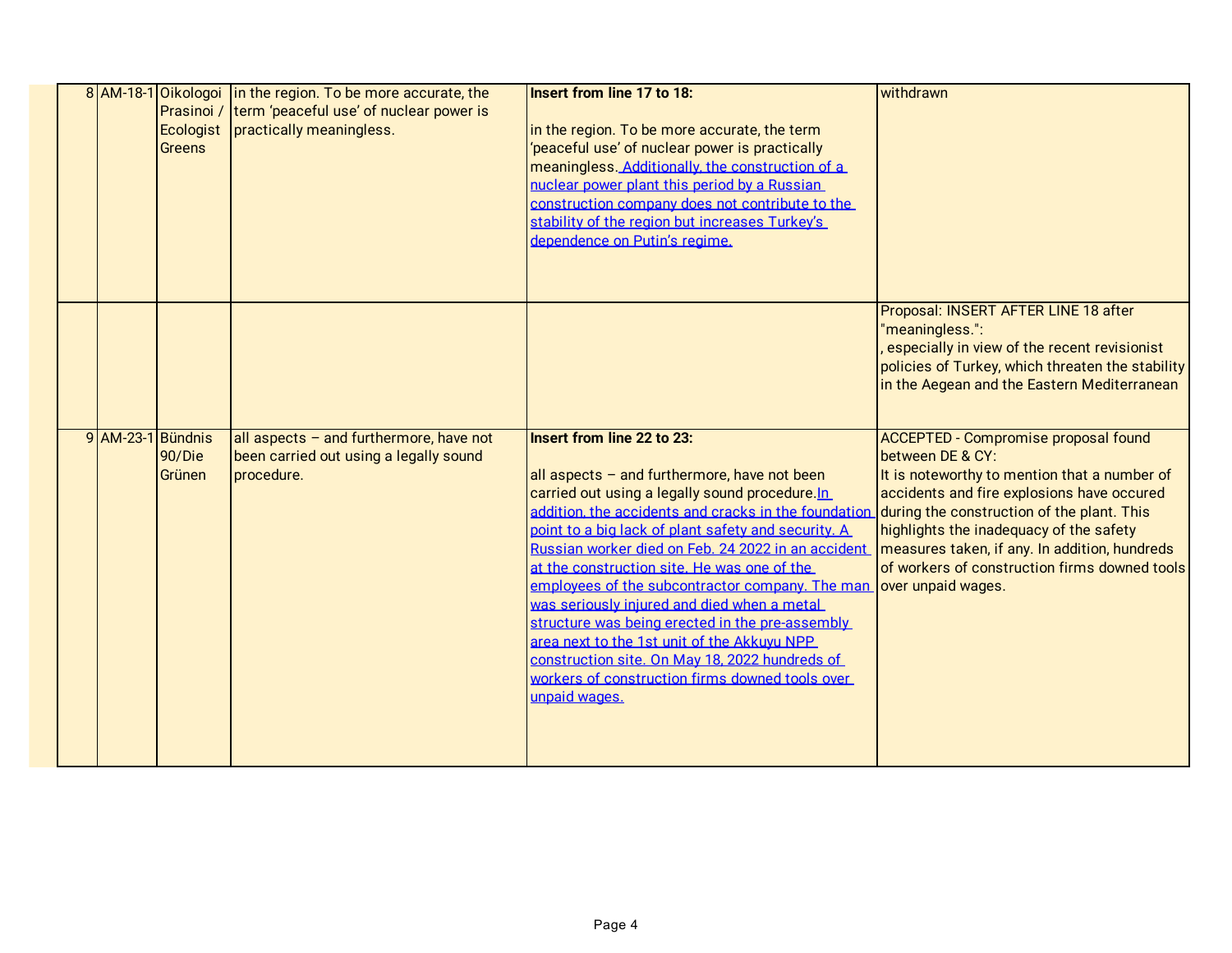| | | | | | |
|---|---|---|---|---|---|
| 8 | AM-18-1 | Oikologoi Prasinoi / Ecologist Greens | in the region. To be more accurate, the term 'peaceful use' of nuclear power is practically meaningless. | **Insert from line 17 to 18:**<br><br>in the region. To be more accurate, the term 'peaceful use' of nuclear power is practically meaningless. Additionally, the construction of a nuclear power plant this period by a Russian construction company does not contribute to the stability of the region but increases Turkey's dependence on Putin's regime. | withdrawn |
| | | | | | Proposal: INSERT AFTER LINE 18 after "meaningless.":<br>, especially in view of the recent revisionist policies of Turkey, which threaten the stability in the Aegean and the Eastern Mediterranean |
| 9 | AM-23-1 | Bündnis 90/Die Grünen | all aspects – and furthermore, have not been carried out using a legally sound procedure. | **Insert from line 22 to 23:**<br><br>all aspects – and furthermore, have not been carried out using a legally sound procedure.In addition, the accidents and cracks in the foundation point to a big lack of plant safety and security. A Russian worker died on Feb. 24 2022 in an accident at the construction site. He was one of the employees of the subcontractor company. The man was seriously injured and died when a metal structure was being erected in the pre-assembly area next to the 1st unit of the Akkuyu NPP construction site. On May 18, 2022 hundreds of workers of construction firms downed tools over unpaid wages. | ACCEPTED - Compromise proposal found between DE & CY:<br>It is noteworthy to mention that a number of accidents and fire explosions have occured during the construction of the plant. This highlights the inadequacy of the safety measures taken, if any. In addition, hundreds of workers of construction firms downed tools over unpaid wages. |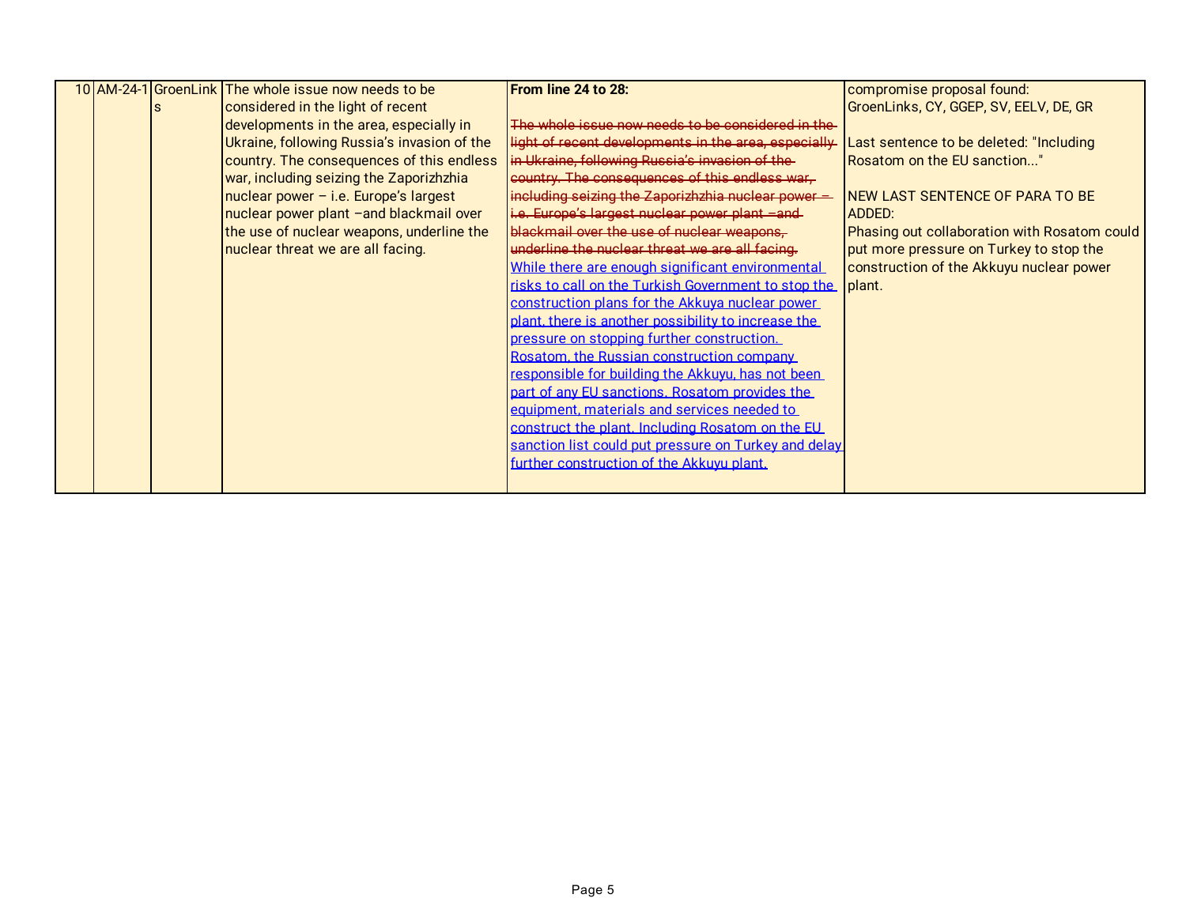| 10 | AM-24-1 | GroenLinks | The whole issue now needs to be considered in the light of recent developments in the area, especially in Ukraine, following Russia's invasion of the country. The consequences of this endless war, including seizing the Zaporizhzhia nuclear power – i.e. Europe's largest nuclear power plant –and blackmail over the use of nuclear weapons, underline the nuclear threat we are all facing. | **From line 24 to 28:**<br><br>~~The whole issue now needs to be considered in the light of recent developments in the area, especially in Ukraine, following Russia's invasion of the country. The consequences of this endless war, including seizing the Zaporizhzhia nuclear power – i.e. Europe's largest nuclear power plant –and blackmail over the use of nuclear weapons, underline the nuclear threat we are all facing.~~ <u>While there are enough significant environmental risks to call on the Turkish Government to stop the construction plans for the Akkuya nuclear power plant, there is another possibility to increase the pressure on stopping further construction. Rosatom, the Russian construction company responsible for building the Akkuyu, has not been part of any EU sanctions. Rosatom provides the equipment, materials and services needed to construct the plant. Including Rosatom on the EU sanction list could put pressure on Turkey and delay further construction of the Akkuyu plant.</u> | compromise proposal found: GroenLinks, CY, GGEP, SV, EELV, DE, GR<br><br>Last sentence to be deleted: "Including Rosatom on the EU sanction..."<br><br>NEW LAST SENTENCE OF PARA TO BE ADDED:<br>Phasing out collaboration with Rosatom could put more pressure on Turkey to stop the construction of the Akkuyu nuclear power plant. |
|---|---|---|---|---|---|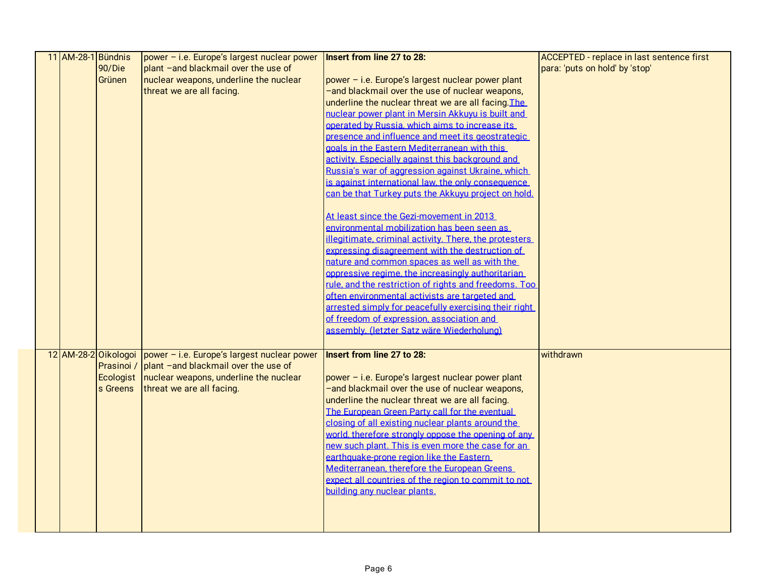| 11 | AM-28-1 | Bündnis 90/Die Grünen | power – i.e. Europe's largest nuclear power plant –and blackmail over the use of nuclear weapons, underline the nuclear threat we are all facing. | **Insert from line 27 to 28:**<br><br>power – i.e. Europe's largest nuclear power plant –and blackmail over the use of nuclear weapons, underline the nuclear threat we are all facing.The nuclear power plant in Mersin Akkuyu is built and operated by Russia, which aims to increase its presence and influence and meet its geostrategic goals in the Eastern Mediterranean with this activity. Especially against this background and Russia's war of aggression against Ukraine, which is against international law, the only consequence can be that Turkey puts the Akkuyu project on hold.<br><br>At least since the Gezi-movement in 2013 environmental mobilization has been seen as illegitimate, criminal activity. There, the protesters expressing disagreement with the destruction of nature and common spaces as well as with the oppressive regime, the increasingly authoritarian rule, and the restriction of rights and freedoms. Too often environmental activists are targeted and arrested simply for peacefully exercising their right of freedom of expression, association and assembly. (letzter Satz wäre Wiederholung) | ACCEPTED - replace in last sentence first para: 'puts on hold' by 'stop' |
|---|---|---|---|---|---|
| 12 | AM-28-2 | Oikologoi Prasinoi / Ecologists Greens | power – i.e. Europe's largest nuclear power plant –and blackmail over the use of nuclear weapons, underline the nuclear threat we are all facing. | **Insert from line 27 to 28:**<br><br>power – i.e. Europe's largest nuclear power plant –and blackmail over the use of nuclear weapons, underline the nuclear threat we are all facing.<br>The European Green Party call for the eventual closing of all existing nuclear plants around the world, therefore strongly oppose the opening of any new such plant. This is even more the case for an earthquake-prone region like the Eastern Mediterranean, therefore the European Greens expect all countries of the region to commit to not building any nuclear plants. | withdrawn |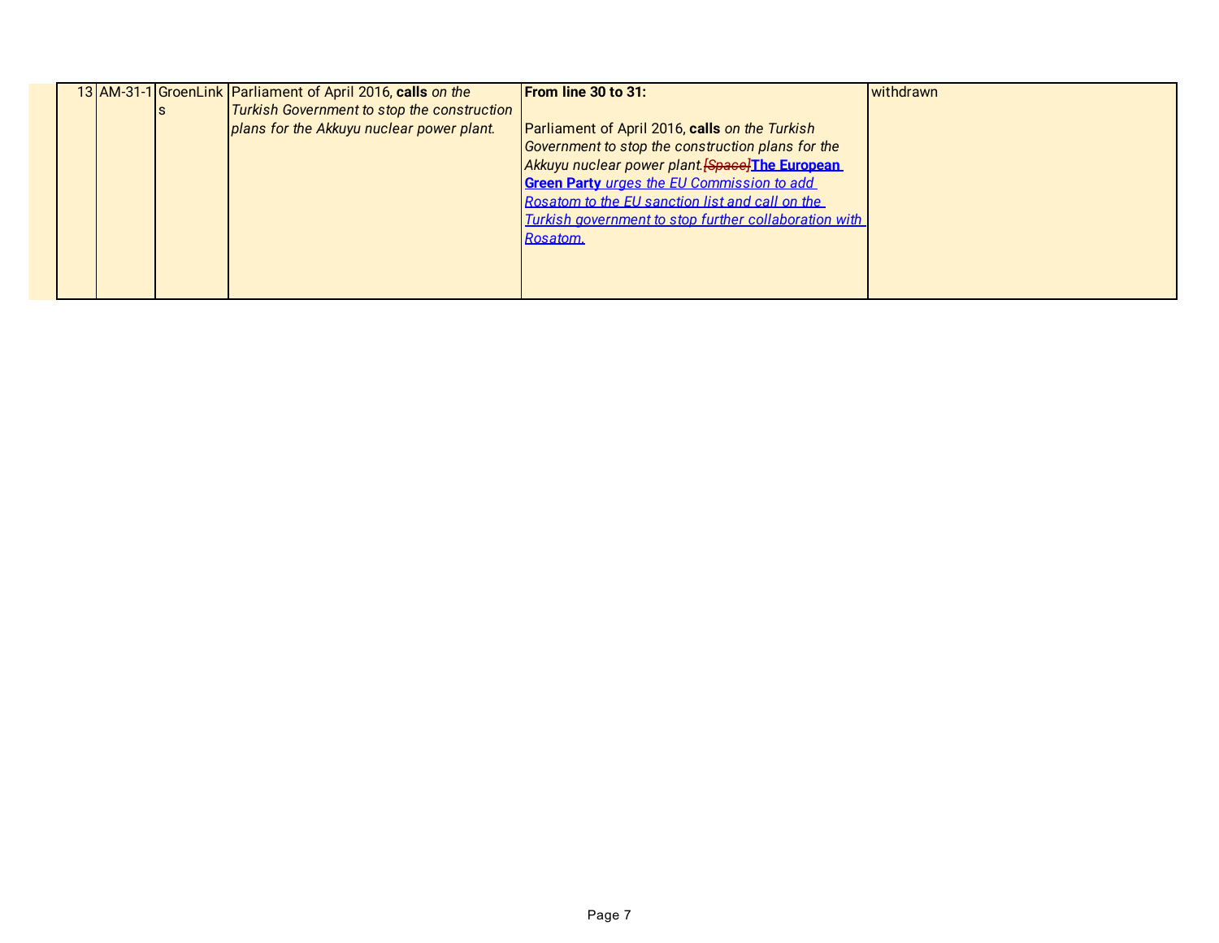| | | | | | |
|---|---|---|---|---|---|
| 13 | AM-31-1 | GroenLinks | Parliament of April 2016, **calls** *on the Turkish Government to stop the construction plans for the Akkuyu nuclear power plant.* | **From line 30 to 31:**<br><br>Parliament of April 2016, **calls** *on the Turkish Government to stop the construction plans for the Akkuyu nuclear power plant.* ~~*[Space]*~~ **The European Green Party** *urges the EU Commission to add Rosatom to the EU sanction list and call on the Turkish government to stop further collaboration with Rosatom.* | withdrawn |